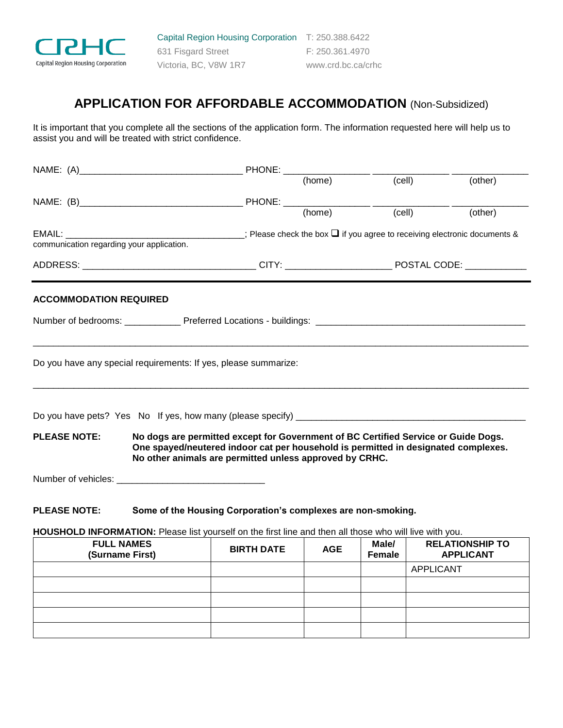CRHC Capital Region Housing Corporation

Capital Region Housing Corporation
631 Fisgard Street
Victoria, BC, V8W 1R7

T: 250.388.6422
F: 250.361.4970
www.crd.bc.ca/crhc

# APPLICATION FOR AFFORDABLE ACCOMMODATION (Non-Subsidized)

It is important that you complete all the sections of the application form. The information requested here will help us to assist you and will be treated with strict confidence.

NAME: (A)________________________________ PHONE: ________________ _______________ _______________
(home) (cell) (other)

NAME: (B)________________________________ PHONE: ________________ _______________ _______________
(home) (cell) (other)

EMAIL: ___________________________________; Please check the box ❑ if you agree to receiving electronic documents & communication regarding your application.

ADDRESS: __________________________________ CITY: ____________________ POSTAL CODE: ____________

---

**ACCOMMODATION REQUIRED**

Number of bedrooms: ___________ Preferred Locations - buildings: ________________________________________

_____________________________________________________________________________________________

Do you have any special requirements: If yes, please summarize:

_____________________________________________________________________________________________

Do you have pets? Yes No If yes, how many (please specify) _____________________________________________

**PLEASE NOTE:** **No dogs are permitted except for Government of BC Certified Service or Guide Dogs. One spayed/neutered indoor cat per household is permitted in designated complexes. No other animals are permitted unless approved by CRHC.**

Number of vehicles: _____________________________

**PLEASE NOTE:** **Some of the Housing Corporation's complexes are non-smoking.**

**HOUSHOLD INFORMATION:** Please list yourself on the first line and then all those who will live with you.

| FULL NAMES (Surname First) | BIRTH DATE | AGE | Male/ Female | RELATIONSHIP TO APPLICANT |
|---|---|---|---|---|
| | | | | APPLICANT |
| | | | | |
| | | | | |
| | | | | |
| | | | | |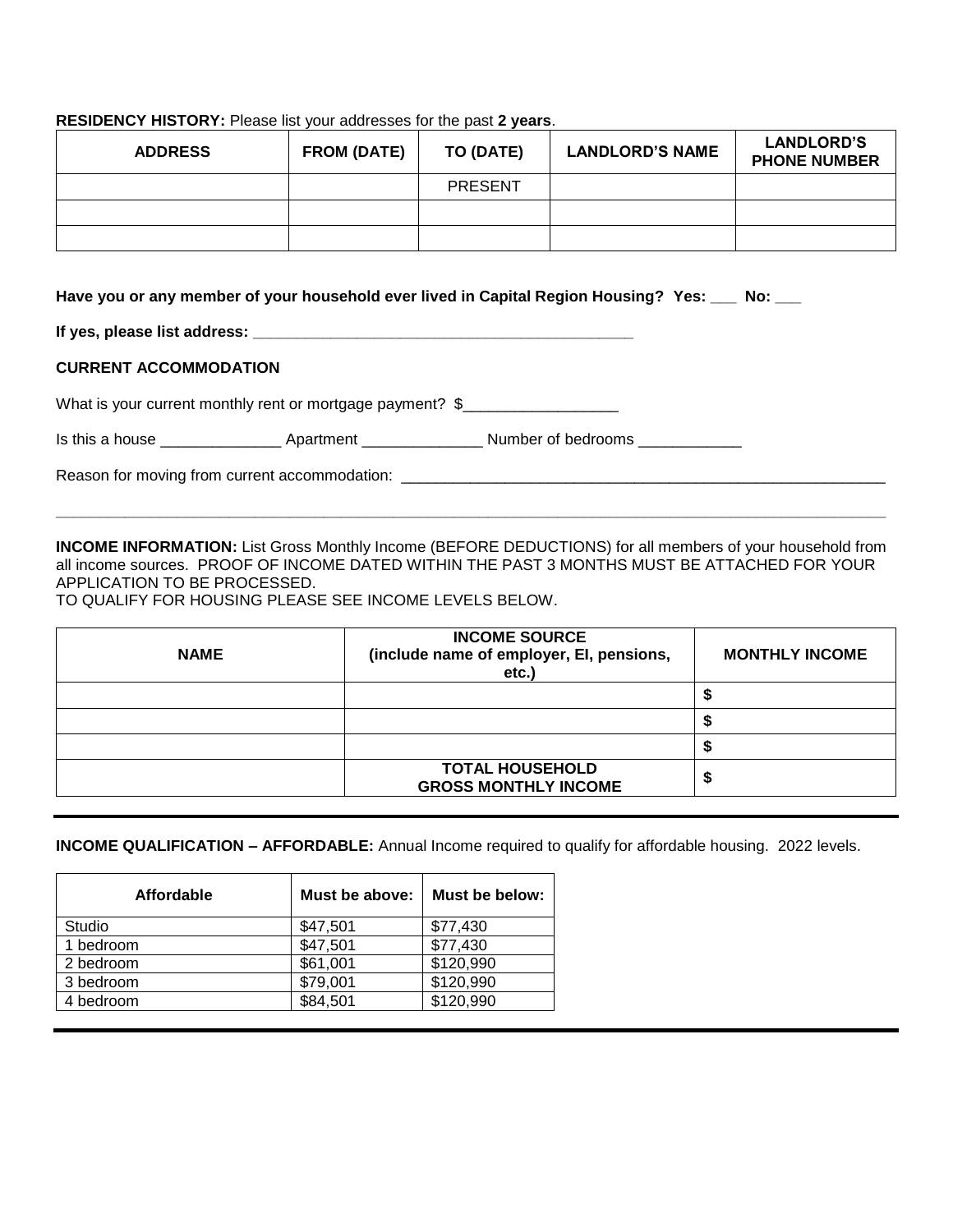**RESIDENCY HISTORY:** Please list your addresses for the past **2 years**.

| ADDRESS | FROM (DATE) | TO (DATE) | LANDLORD'S NAME | LANDLORD'S PHONE NUMBER |
|---|---|---|---|---|
| | | PRESENT | | |
| | | | | |
| | | | | |

**Have you or any member of your household ever lived in Capital Region Housing? Yes: ___ No: ___**

**If yes, please list address: _____________________________________________**

**CURRENT ACCOMMODATION**

What is your current monthly rent or mortgage payment? $__________________

Is this a house ______________ Apartment ______________ Number of bedrooms ____________

Reason for moving from current accommodation: ___________________________________________________________

_____________________________________________________________________________________________

**INCOME INFORMATION:** List Gross Monthly Income (BEFORE DEDUCTIONS) for all members of your household from all income sources. PROOF OF INCOME DATED WITHIN THE PAST 3 MONTHS MUST BE ATTACHED FOR YOUR APPLICATION TO BE PROCESSED.
TO QUALIFY FOR HOUSING PLEASE SEE INCOME LEVELS BELOW.

| NAME | INCOME SOURCE (include name of employer, EI, pensions, etc.) | MONTHLY INCOME |
|---|---|---|
| | | $ |
| | | $ |
| | | $ |
| | **TOTAL HOUSEHOLD GROSS MONTHLY INCOME** | $ |

**INCOME QUALIFICATION – AFFORDABLE:** Annual Income required to qualify for affordable housing. 2022 levels.

| Affordable | Must be above: | Must be below: |
|---|---|---|
| Studio | $47,501 | $77,430 |
| 1 bedroom | $47,501 | $77,430 |
| 2 bedroom | $61,001 | $120,990 |
| 3 bedroom | $79,001 | $120,990 |
| 4 bedroom | $84,501 | $120,990 |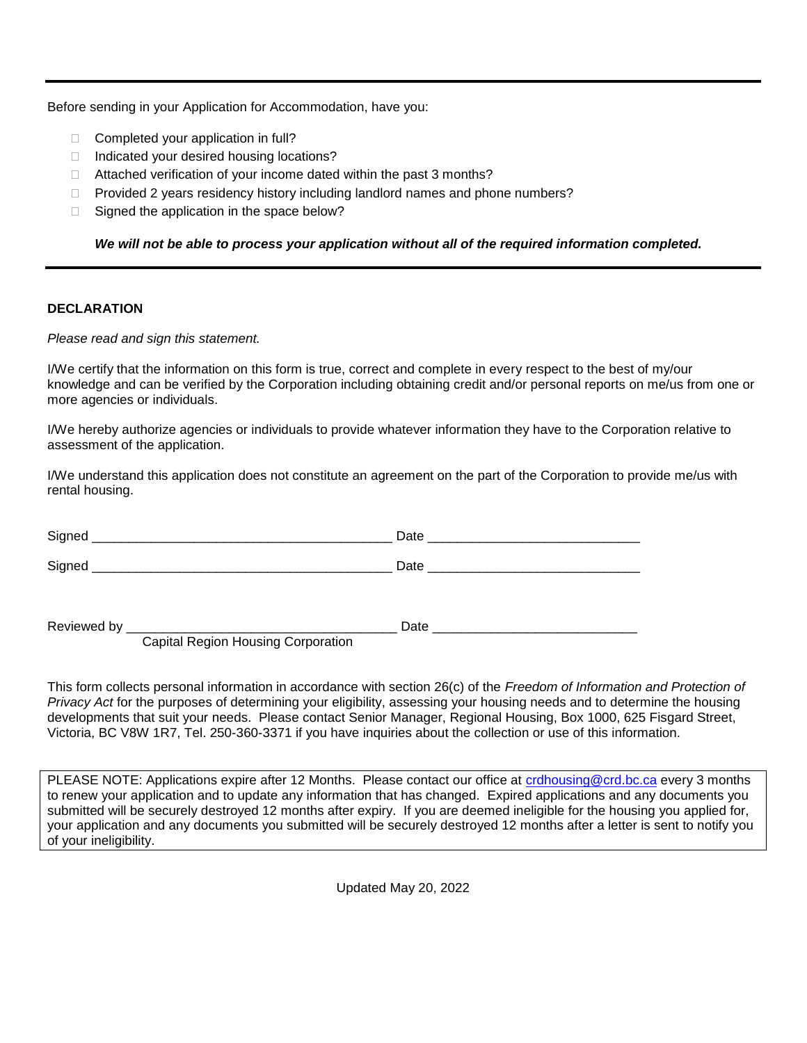Before sending in your Application for Accommodation, have you:

- ☐ Completed your application in full?
- ☐ Indicated your desired housing locations?
- ☐ Attached verification of your income dated within the past 3 months?
- ☐ Provided 2 years residency history including landlord names and phone numbers?
- ☐ Signed the application in the space below?

***We will not be able to process your application without all of the required information completed.***

---

**DECLARATION**

*Please read and sign this statement.*

I/We certify that the information on this form is true, correct and complete in every respect to the best of my/our knowledge and can be verified by the Corporation including obtaining credit and/or personal reports on me/us from one or more agencies or individuals.

I/We hereby authorize agencies or individuals to provide whatever information they have to the Corporation relative to assessment of the application.

I/We understand this application does not constitute an agreement on the part of the Corporation to provide me/us with rental housing.

Signed __________________________________________ Date _____________________________

Signed __________________________________________ Date _____________________________

Reviewed by _____________________________________ Date ____________________________
Capital Region Housing Corporation

This form collects personal information in accordance with section 26(c) of the *Freedom of Information and Protection of Privacy Act* for the purposes of determining your eligibility, assessing your housing needs and to determine the housing developments that suit your needs. Please contact Senior Manager, Regional Housing, Box 1000, 625 Fisgard Street, Victoria, BC V8W 1R7, Tel. 250-360-3371 if you have inquiries about the collection or use of this information.

PLEASE NOTE: Applications expire after 12 Months. Please contact our office at crdhousing@crd.bc.ca every 3 months to renew your application and to update any information that has changed. Expired applications and any documents you submitted will be securely destroyed 12 months after expiry. If you are deemed ineligible for the housing you applied for, your application and any documents you submitted will be securely destroyed 12 months after a letter is sent to notify you of your ineligibility.

Updated May 20, 2022